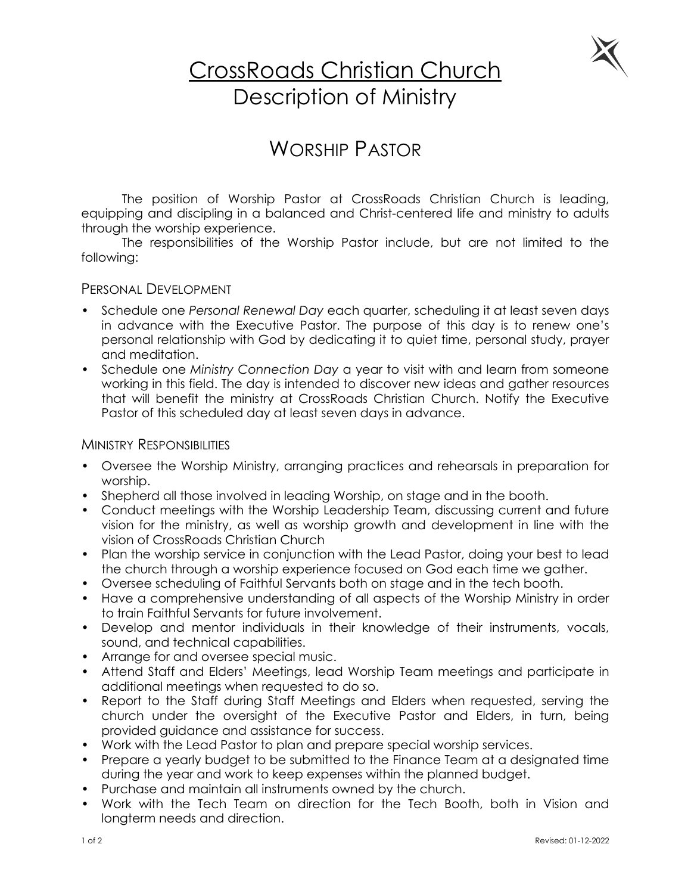# CrossRoads Christian Church

## Description of Ministry

## WORSHIP PASTOR

The position of Worship Pastor at CrossRoads Christian Church is leading, equipping and discipling in a balanced and Christ-centered life and ministry to adults through the worship experience.

The responsibilities of the Worship Pastor include, but are not limited to the following:

### PERSONAL DEVELOPMENT

- Schedule one *Personal Renewal Day* each quarter, scheduling it at least seven days in advance with the Executive Pastor. The purpose of this day is to renew one's personal relationship with God by dedicating it to quiet time, personal study, prayer and meditation.
- Schedule one *Ministry Connection Day* a year to visit with and learn from someone working in this field. The day is intended to discover new ideas and gather resources that will benefit the ministry at CrossRoads Christian Church. Notify the Executive Pastor of this scheduled day at least seven days in advance.

### MINISTRY RESPONSIBILITIES

- Oversee the Worship Ministry, arranging practices and rehearsals in preparation for worship.
- Shepherd all those involved in leading Worship, on stage and in the booth.
- Conduct meetings with the Worship Leadership Team, discussing current and future vision for the ministry, as well as worship growth and development in line with the vision of CrossRoads Christian Church
- Plan the worship service in conjunction with the Lead Pastor, doing your best to lead the church through a worship experience focused on God each time we gather.
- Oversee scheduling of Faithful Servants both on stage and in the tech booth.
- Have a comprehensive understanding of all aspects of the Worship Ministry in order to train Faithful Servants for future involvement.
- Develop and mentor individuals in their knowledge of their instruments, vocals, sound, and technical capabilities.
- Arrange for and oversee special music.
- Attend Staff and Elders' Meetings, lead Worship Team meetings and participate in additional meetings when requested to do so.
- Report to the Staff during Staff Meetings and Elders when requested, serving the church under the oversight of the Executive Pastor and Elders, in turn, being provided guidance and assistance for success.
- Work with the Lead Pastor to plan and prepare special worship services.
- Prepare a yearly budget to be submitted to the Finance Team at a designated time during the year and work to keep expenses within the planned budget.
- Purchase and maintain all instruments owned by the church.
- Work with the Tech Team on direction for the Tech Booth, both in Vision and longterm needs and direction.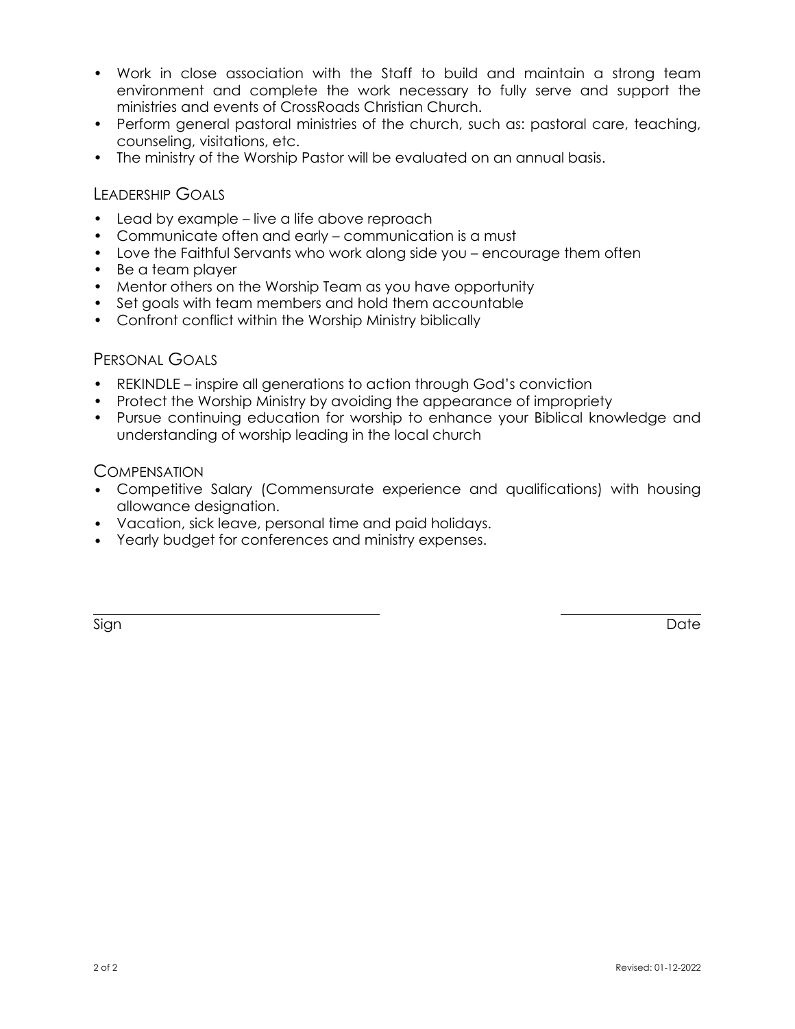- Work in close association with the Staff to build and maintain a strong team environment and complete the work necessary to fully serve and support the ministries and events of CrossRoads Christian Church.
- Perform general pastoral ministries of the church, such as: pastoral care, teaching, counseling, visitations, etc.
- The ministry of the Worship Pastor will be evaluated on an annual basis.

## Leadership Goals

- Lead by example – live a life above reproach
- Communicate often and early – communication is a must
- Love the Faithful Servants who work along side you – encourage them often
- Be a team player
- Mentor others on the Worship Team as you have opportunity
- Set goals with team members and hold them accountable
- Confront conflict within the Worship Ministry biblically

## Personal Goals

- REKINDLE – inspire all generations to action through God's conviction
- Protect the Worship Ministry by avoiding the appearance of impropriety
- Pursue continuing education for worship to enhance your Biblical knowledge and understanding of worship leading in the local church

## Compensation

- Competitive Salary (Commensurate experience and qualifications) with housing allowance designation.
- Vacation, sick leave, personal time and paid holidays.
- Yearly budget for conferences and ministry expenses.

\_\_\_\_\_\_\_\_\_\_\_\_\_\_\_\_\_\_\_\_\_\_\_\_\_\_\_\_\_\_\_\_\_\_\_\_\_\_\_ \_\_\_\_\_\_\_\_\_\_\_\_\_\_\_\_\_\_\_\_

Sign Date

Revised: 01-12-2022